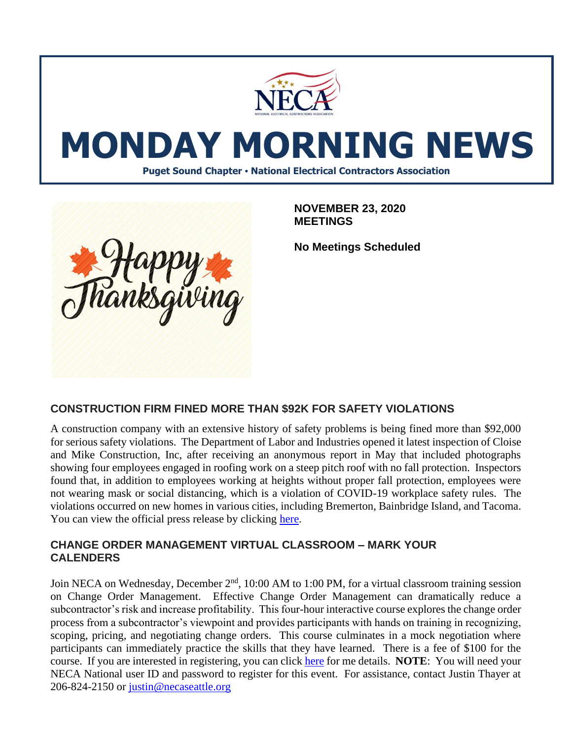# MONDAY MORNING NEWS

**Puget Sound Chapter • National Electrical Contractors Association**

**NOVEMBER 23, 2020**
**MEETINGS**

**No Meetings Scheduled**

## CONSTRUCTION FIRM FINED MORE THAN $92K FOR SAFETY VIOLATIONS

A construction company with an extensive history of safety problems is being fined more than $92,000 for serious safety violations. The Department of Labor and Industries opened it latest inspection of Cloise and Mike Construction, Inc, after receiving an anonymous report in May that included photographs showing four employees engaged in roofing work on a steep pitch roof with no fall protection. Inspectors found that, in addition to employees working at heights without proper fall protection, employees were not wearing mask or social distancing, which is a violation of COVID-19 workplace safety rules. The violations occurred on new homes in various cities, including Bremerton, Bainbridge Island, and Tacoma. You can view the official press release by clicking here.

## CHANGE ORDER MANAGEMENT VIRTUAL CLASSROOM – MARK YOUR CALENDERS

Join NECA on Wednesday, December 2nd, 10:00 AM to 1:00 PM, for a virtual classroom training session on Change Order Management. Effective Change Order Management can dramatically reduce a subcontractor's risk and increase profitability. This four-hour interactive course explores the change order process from a subcontractor's viewpoint and provides participants with hands on training in recognizing, scoping, pricing, and negotiating change orders. This course culminates in a mock negotiation where participants can immediately practice the skills that they have learned. There is a fee of $100 for the course. If you are interested in registering, you can click here for me details. **NOTE**: You will need your NECA National user ID and password to register for this event. For assistance, contact Justin Thayer at 206-824-2150 or justin@necaseattle.org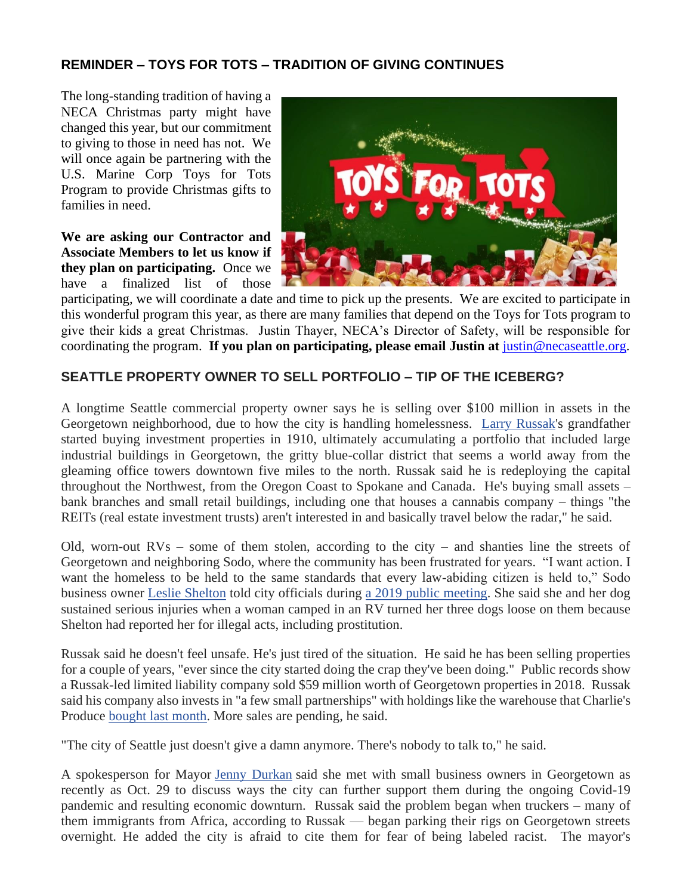## REMINDER – TOYS FOR TOTS – TRADITION OF GIVING CONTINUES

The long-standing tradition of having a NECA Christmas party might have changed this year, but our commitment to giving to those in need has not. We will once again be partnering with the U.S. Marine Corp Toys for Tots Program to provide Christmas gifts to families in need.

**We are asking our Contractor and Associate Members to let us know if they plan on participating.** Once we have a finalized list of those participating, we will coordinate a date and time to pick up the presents. We are excited to participate in this wonderful program this year, as there are many families that depend on the Toys for Tots program to give their kids a great Christmas. Justin Thayer, NECA's Director of Safety, will be responsible for coordinating the program. **If you plan on participating, please email Justin at** justin@necaseattle.org.

## SEATTLE PROPERTY OWNER TO SELL PORTFOLIO – TIP OF THE ICEBERG?

A longtime Seattle commercial property owner says he is selling over $100 million in assets in the Georgetown neighborhood, due to how the city is handling homelessness. Larry Russak's grandfather started buying investment properties in 1910, ultimately accumulating a portfolio that included large industrial buildings in Georgetown, the gritty blue-collar district that seems a world away from the gleaming office towers downtown five miles to the north. Russak said he is redeploying the capital throughout the Northwest, from the Oregon Coast to Spokane and Canada. He's buying small assets – bank branches and small retail buildings, including one that houses a cannabis company – things "the REITs (real estate investment trusts) aren't interested in and basically travel below the radar," he said.

Old, worn-out RVs – some of them stolen, according to the city – and shanties line the streets of Georgetown and neighboring Sodo, where the community has been frustrated for years. "I want action. I want the homeless to be held to the same standards that every law-abiding citizen is held to," Sodo business owner Leslie Shelton told city officials during a 2019 public meeting. She said she and her dog sustained serious injuries when a woman camped in an RV turned her three dogs loose on them because Shelton had reported her for illegal acts, including prostitution.

Russak said he doesn't feel unsafe. He's just tired of the situation. He said he has been selling properties for a couple of years, "ever since the city started doing the crap they've been doing." Public records show a Russak-led limited liability company sold $59 million worth of Georgetown properties in 2018. Russak said his company also invests in "a few small partnerships" with holdings like the warehouse that Charlie's Produce bought last month. More sales are pending, he said.

"The city of Seattle just doesn't give a damn anymore. There's nobody to talk to," he said.

A spokesperson for Mayor Jenny Durkan said she met with small business owners in Georgetown as recently as Oct. 29 to discuss ways the city can further support them during the ongoing Covid-19 pandemic and resulting economic downturn. Russak said the problem began when truckers – many of them immigrants from Africa, according to Russak — began parking their rigs on Georgetown streets overnight. He added the city is afraid to cite them for fear of being labeled racist. The mayor's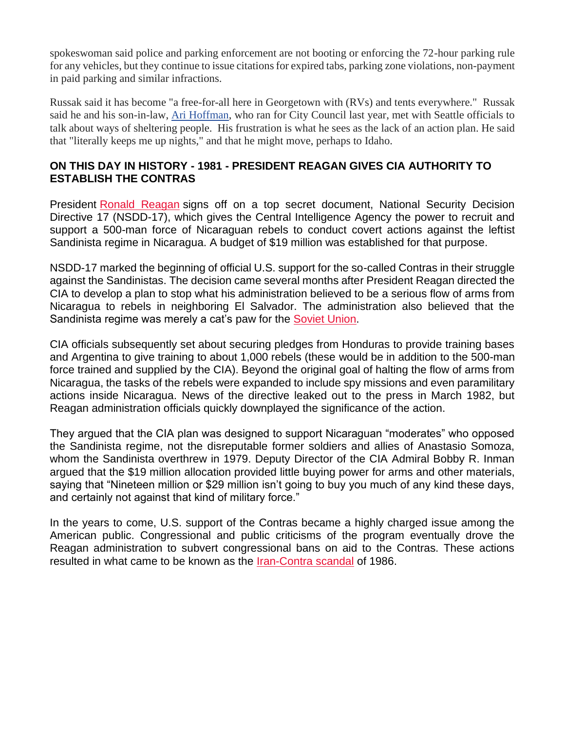spokeswoman said police and parking enforcement are not booting or enforcing the 72-hour parking rule for any vehicles, but they continue to issue citations for expired tabs, parking zone violations, non-payment in paid parking and similar infractions.

Russak said it has become "a free-for-all here in Georgetown with (RVs) and tents everywhere." Russak said he and his son-in-law, Ari Hoffman, who ran for City Council last year, met with Seattle officials to talk about ways of sheltering people. His frustration is what he sees as the lack of an action plan. He said that "literally keeps me up nights," and that he might move, perhaps to Idaho.

**ON THIS DAY IN HISTORY - 1981 - PRESIDENT REAGAN GIVES CIA AUTHORITY TO ESTABLISH THE CONTRAS**

President Ronald Reagan signs off on a top secret document, National Security Decision Directive 17 (NSDD-17), which gives the Central Intelligence Agency the power to recruit and support a 500-man force of Nicaraguan rebels to conduct covert actions against the leftist Sandinista regime in Nicaragua. A budget of $19 million was established for that purpose.

NSDD-17 marked the beginning of official U.S. support for the so-called Contras in their struggle against the Sandinistas. The decision came several months after President Reagan directed the CIA to develop a plan to stop what his administration believed to be a serious flow of arms from Nicaragua to rebels in neighboring El Salvador. The administration also believed that the Sandinista regime was merely a cat's paw for the Soviet Union.

CIA officials subsequently set about securing pledges from Honduras to provide training bases and Argentina to give training to about 1,000 rebels (these would be in addition to the 500-man force trained and supplied by the CIA). Beyond the original goal of halting the flow of arms from Nicaragua, the tasks of the rebels were expanded to include spy missions and even paramilitary actions inside Nicaragua. News of the directive leaked out to the press in March 1982, but Reagan administration officials quickly downplayed the significance of the action.

They argued that the CIA plan was designed to support Nicaraguan "moderates" who opposed the Sandinista regime, not the disreputable former soldiers and allies of Anastasio Somoza, whom the Sandinista overthrew in 1979. Deputy Director of the CIA Admiral Bobby R. Inman argued that the $19 million allocation provided little buying power for arms and other materials, saying that "Nineteen million or $29 million isn't going to buy you much of any kind these days, and certainly not against that kind of military force."

In the years to come, U.S. support of the Contras became a highly charged issue among the American public. Congressional and public criticisms of the program eventually drove the Reagan administration to subvert congressional bans on aid to the Contras. These actions resulted in what came to be known as the Iran-Contra scandal of 1986.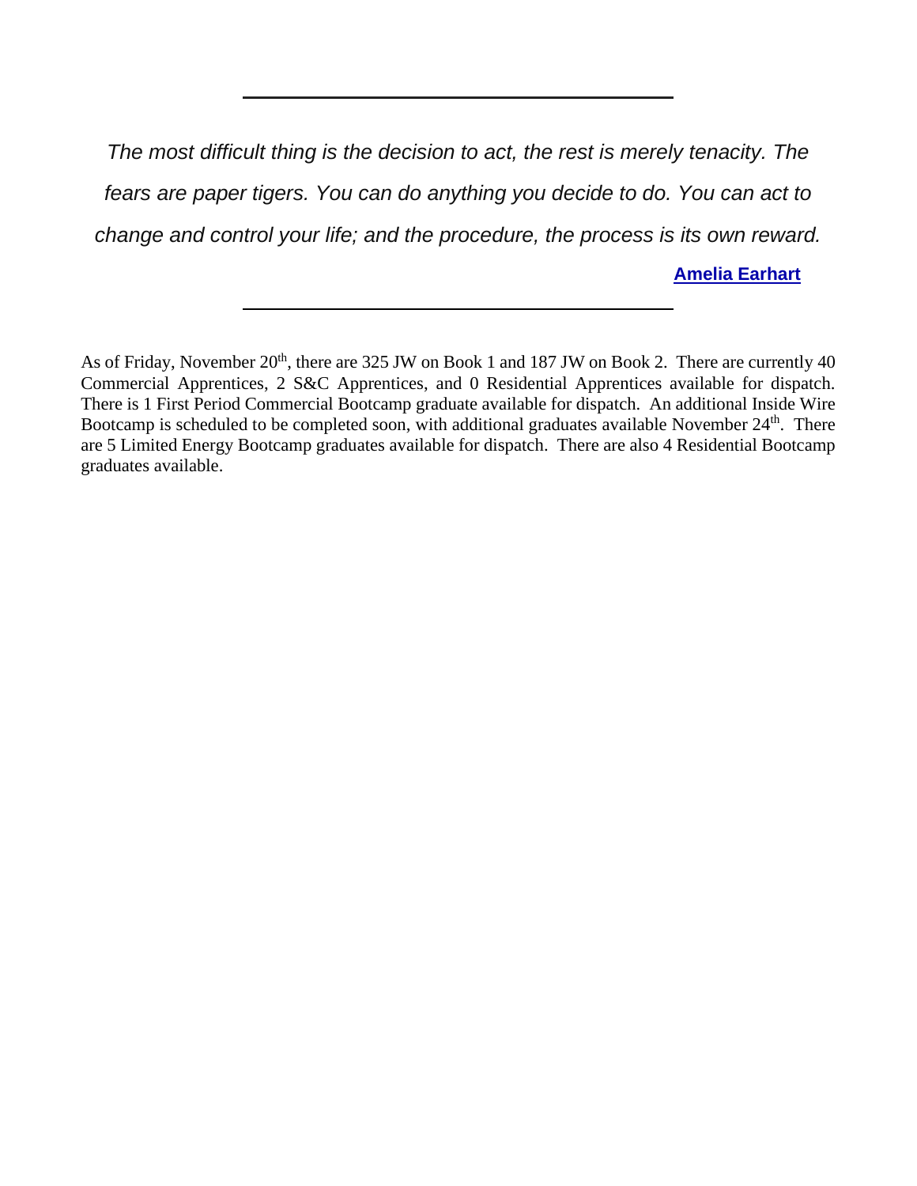---

*The most difficult thing is the decision to act, the rest is merely tenacity. The fears are paper tigers. You can do anything you decide to do. You can act to change and control your life; and the procedure, the process is its own reward.*

**Amelia Earhart**

---

As of Friday, November 20th, there are 325 JW on Book 1 and 187 JW on Book 2. There are currently 40 Commercial Apprentices, 2 S&C Apprentices, and 0 Residential Apprentices available for dispatch. There is 1 First Period Commercial Bootcamp graduate available for dispatch. An additional Inside Wire Bootcamp is scheduled to be completed soon, with additional graduates available November 24th. There are 5 Limited Energy Bootcamp graduates available for dispatch. There are also 4 Residential Bootcamp graduates available.